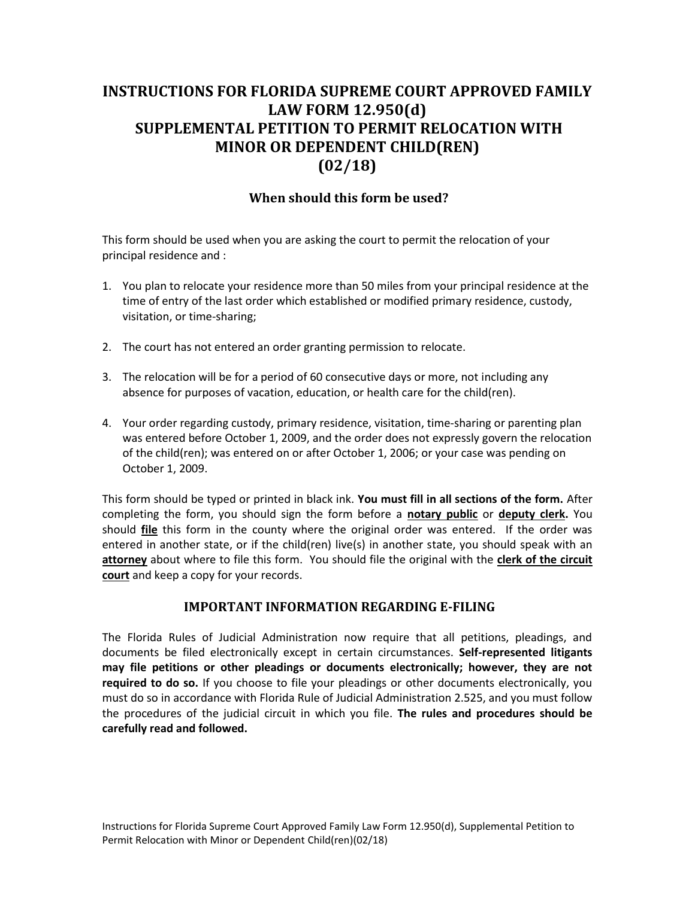# INSTRUCTIONS FOR FLORIDA SUPREME COURT APPROVED FAMILY LAW FORM 12.950(d) SUPPLEMENTAL PETITION TO PERMIT RELOCATION WITH MINOR OR DEPENDENT CHILD(REN) (02/18)

## When should this form be used?

This form should be used when you are asking the court to permit the relocation of your principal residence and :

1. You plan to relocate your residence more than 50 miles from your principal residence at the time of entry of the last order which established or modified primary residence, custody, visitation, or time-sharing;
2. The court has not entered an order granting permission to relocate.
3. The relocation will be for a period of 60 consecutive days or more, not including any absence for purposes of vacation, education, or health care for the child(ren).
4. Your order regarding custody, primary residence, visitation, time-sharing or parenting plan was entered before October 1, 2009, and the order does not expressly govern the relocation of the child(ren); was entered on or after October 1, 2006; or your case was pending on October 1, 2009.

This form should be typed or printed in black ink. **You must fill in all sections of the form.** After completing the form, you should sign the form before a **notary public** or **deputy clerk.** You should **file** this form in the county where the original order was entered. If the order was entered in another state, or if the child(ren) live(s) in another state, you should speak with an **attorney** about where to file this form. You should file the original with the **clerk of the circuit court** and keep a copy for your records.

## IMPORTANT INFORMATION REGARDING E-FILING

The Florida Rules of Judicial Administration now require that all petitions, pleadings, and documents be filed electronically except in certain circumstances. **Self-represented litigants may file petitions or other pleadings or documents electronically; however, they are not required to do so.** If you choose to file your pleadings or other documents electronically, you must do so in accordance with Florida Rule of Judicial Administration 2.525, and you must follow the procedures of the judicial circuit in which you file. **The rules and procedures should be carefully read and followed.**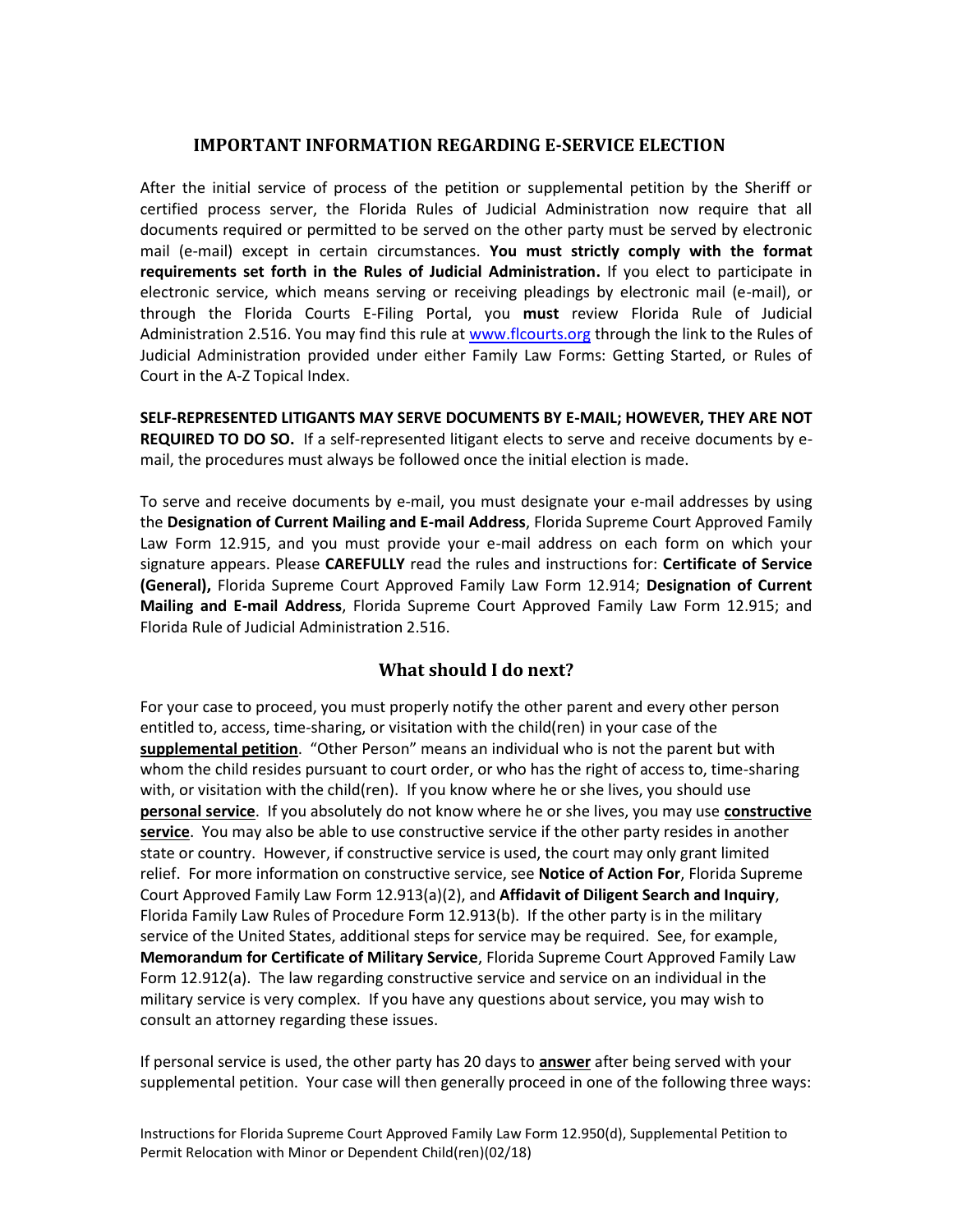## IMPORTANT INFORMATION REGARDING E-SERVICE ELECTION

After the initial service of process of the petition or supplemental petition by the Sheriff or certified process server, the Florida Rules of Judicial Administration now require that all documents required or permitted to be served on the other party must be served by electronic mail (e-mail) except in certain circumstances. **You must strictly comply with the format requirements set forth in the Rules of Judicial Administration.** If you elect to participate in electronic service, which means serving or receiving pleadings by electronic mail (e-mail), or through the Florida Courts E-Filing Portal, you **must** review Florida Rule of Judicial Administration 2.516. You may find this rule at www.flcourts.org through the link to the Rules of Judicial Administration provided under either Family Law Forms: Getting Started, or Rules of Court in the A-Z Topical Index.

**SELF-REPRESENTED LITIGANTS MAY SERVE DOCUMENTS BY E-MAIL; HOWEVER, THEY ARE NOT REQUIRED TO DO SO.** If a self-represented litigant elects to serve and receive documents by e-mail, the procedures must always be followed once the initial election is made.

To serve and receive documents by e-mail, you must designate your e-mail addresses by using the **Designation of Current Mailing and E-mail Address**, Florida Supreme Court Approved Family Law Form 12.915, and you must provide your e-mail address on each form on which your signature appears. Please **CAREFULLY** read the rules and instructions for: **Certificate of Service (General),** Florida Supreme Court Approved Family Law Form 12.914; **Designation of Current Mailing and E-mail Address**, Florida Supreme Court Approved Family Law Form 12.915; and Florida Rule of Judicial Administration 2.516.

## What should I do next?

For your case to proceed, you must properly notify the other parent and every other person entitled to, access, time-sharing, or visitation with the child(ren) in your case of the **supplemental petition**. "Other Person" means an individual who is not the parent but with whom the child resides pursuant to court order, or who has the right of access to, time-sharing with, or visitation with the child(ren). If you know where he or she lives, you should use **personal service**. If you absolutely do not know where he or she lives, you may use **constructive service**. You may also be able to use constructive service if the other party resides in another state or country. However, if constructive service is used, the court may only grant limited relief. For more information on constructive service, see **Notice of Action For**, Florida Supreme Court Approved Family Law Form 12.913(a)(2), and **Affidavit of Diligent Search and Inquiry**, Florida Family Law Rules of Procedure Form 12.913(b). If the other party is in the military service of the United States, additional steps for service may be required. See, for example, **Memorandum for Certificate of Military Service**, Florida Supreme Court Approved Family Law Form 12.912(a). The law regarding constructive service and service on an individual in the military service is very complex. If you have any questions about service, you may wish to consult an attorney regarding these issues.

If personal service is used, the other party has 20 days to **answer** after being served with your supplemental petition. Your case will then generally proceed in one of the following three ways: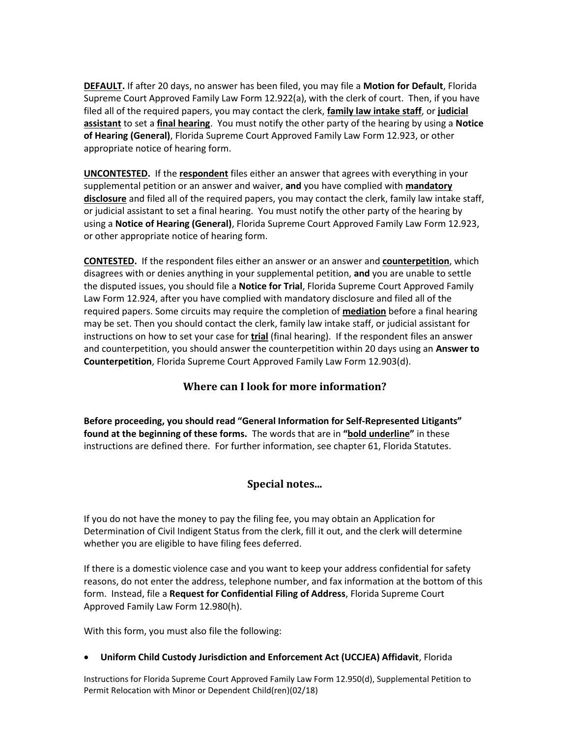**DEFAULT.** If after 20 days, no answer has been filed, you may file a **Motion for Default**, Florida Supreme Court Approved Family Law Form 12.922(a), with the clerk of court. Then, if you have filed all of the required papers, you may contact the clerk, **family law intake staff**, or **judicial assistant** to set a **final hearing**. You must notify the other party of the hearing by using a **Notice of Hearing (General)**, Florida Supreme Court Approved Family Law Form 12.923, or other appropriate notice of hearing form.

**UNCONTESTED.** If the **respondent** files either an answer that agrees with everything in your supplemental petition or an answer and waiver, **and** you have complied with **mandatory disclosure** and filed all of the required papers, you may contact the clerk, family law intake staff, or judicial assistant to set a final hearing. You must notify the other party of the hearing by using a **Notice of Hearing (General)**, Florida Supreme Court Approved Family Law Form 12.923, or other appropriate notice of hearing form.

**CONTESTED.** If the respondent files either an answer or an answer and **counterpetition**, which disagrees with or denies anything in your supplemental petition, **and** you are unable to settle the disputed issues, you should file a **Notice for Trial**, Florida Supreme Court Approved Family Law Form 12.924, after you have complied with mandatory disclosure and filed all of the required papers. Some circuits may require the completion of **mediation** before a final hearing may be set. Then you should contact the clerk, family law intake staff, or judicial assistant for instructions on how to set your case for **trial** (final hearing). If the respondent files an answer and counterpetition, you should answer the counterpetition within 20 days using an **Answer to Counterpetition**, Florida Supreme Court Approved Family Law Form 12.903(d).

## Where can I look for more information?

**Before proceeding, you should read "General Information for Self-Represented Litigants" found at the beginning of these forms.** The words that are in **"bold underline"** in these instructions are defined there. For further information, see chapter 61, Florida Statutes.

## Special notes...

If you do not have the money to pay the filing fee, you may obtain an Application for Determination of Civil Indigent Status from the clerk, fill it out, and the clerk will determine whether you are eligible to have filing fees deferred.

If there is a domestic violence case and you want to keep your address confidential for safety reasons, do not enter the address, telephone number, and fax information at the bottom of this form. Instead, file a **Request for Confidential Filing of Address**, Florida Supreme Court Approved Family Law Form 12.980(h).

With this form, you must also file the following:

- **Uniform Child Custody Jurisdiction and Enforcement Act (UCCJEA) Affidavit**, Florida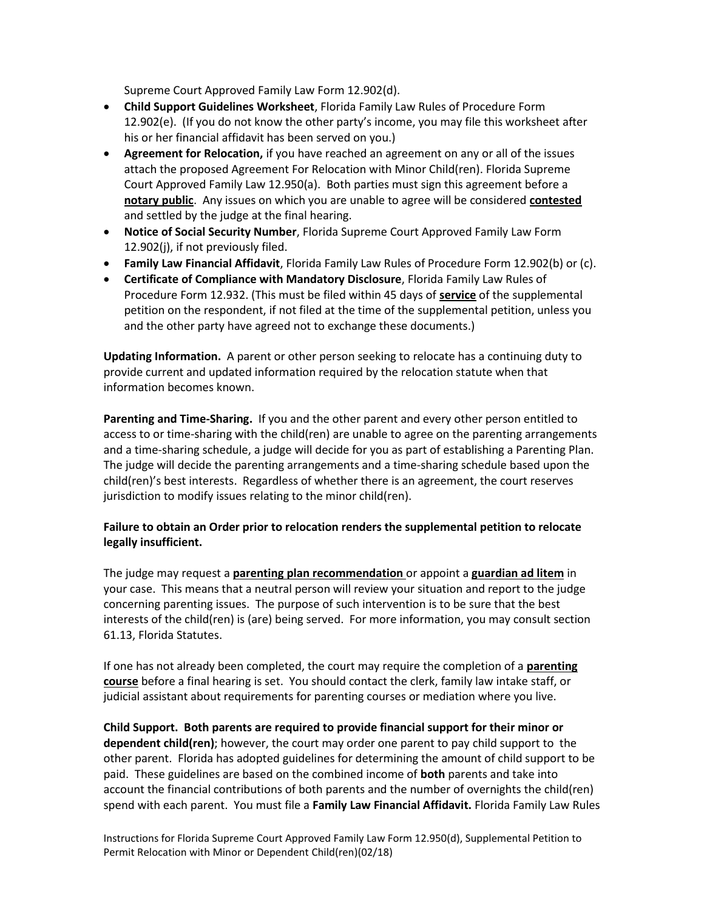Supreme Court Approved Family Law Form 12.902(d).

- **Child Support Guidelines Worksheet**, Florida Family Law Rules of Procedure Form 12.902(e). (If you do not know the other party's income, you may file this worksheet after his or her financial affidavit has been served on you.)
- **Agreement for Relocation,** if you have reached an agreement on any or all of the issues attach the proposed Agreement For Relocation with Minor Child(ren). Florida Supreme Court Approved Family Law 12.950(a). Both parties must sign this agreement before a **notary public**. Any issues on which you are unable to agree will be considered **contested** and settled by the judge at the final hearing.
- **Notice of Social Security Number**, Florida Supreme Court Approved Family Law Form 12.902(j), if not previously filed.
- **Family Law Financial Affidavit**, Florida Family Law Rules of Procedure Form 12.902(b) or (c).
- **Certificate of Compliance with Mandatory Disclosure**, Florida Family Law Rules of Procedure Form 12.932. (This must be filed within 45 days of **service** of the supplemental petition on the respondent, if not filed at the time of the supplemental petition, unless you and the other party have agreed not to exchange these documents.)

**Updating Information.** A parent or other person seeking to relocate has a continuing duty to provide current and updated information required by the relocation statute when that information becomes known.

**Parenting and Time-Sharing.** If you and the other parent and every other person entitled to access to or time-sharing with the child(ren) are unable to agree on the parenting arrangements and a time-sharing schedule, a judge will decide for you as part of establishing a Parenting Plan. The judge will decide the parenting arrangements and a time-sharing schedule based upon the child(ren)'s best interests. Regardless of whether there is an agreement, the court reserves jurisdiction to modify issues relating to the minor child(ren).

**Failure to obtain an Order prior to relocation renders the supplemental petition to relocate legally insufficient.**

The judge may request a **parenting plan recommendation** or appoint a **guardian ad litem** in your case. This means that a neutral person will review your situation and report to the judge concerning parenting issues. The purpose of such intervention is to be sure that the best interests of the child(ren) is (are) being served. For more information, you may consult section 61.13, Florida Statutes.

If one has not already been completed, the court may require the completion of a **parenting course** before a final hearing is set. You should contact the clerk, family law intake staff, or judicial assistant about requirements for parenting courses or mediation where you live.

**Child Support. Both parents are required to provide financial support for their minor or dependent child(ren)**; however, the court may order one parent to pay child support to the other parent. Florida has adopted guidelines for determining the amount of child support to be paid. These guidelines are based on the combined income of **both** parents and take into account the financial contributions of both parents and the number of overnights the child(ren) spend with each parent. You must file a **Family Law Financial Affidavit.** Florida Family Law Rules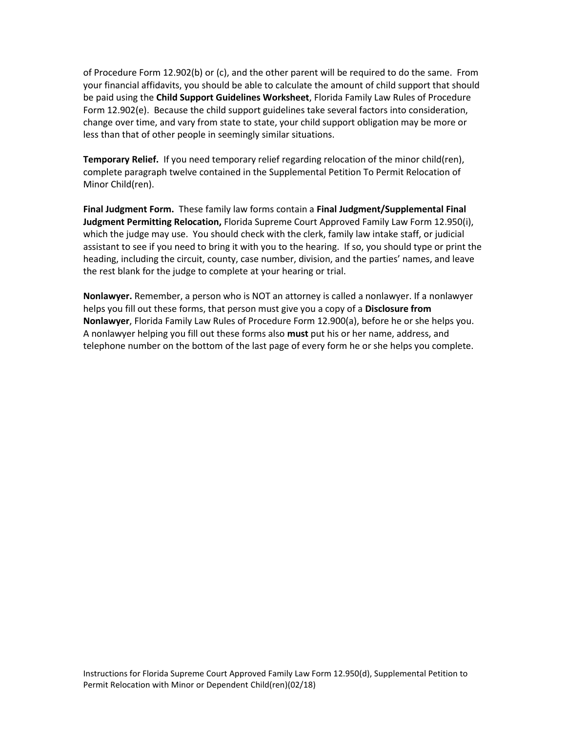of Procedure Form 12.902(b) or (c), and the other parent will be required to do the same. From your financial affidavits, you should be able to calculate the amount of child support that should be paid using the **Child Support Guidelines Worksheet**, Florida Family Law Rules of Procedure Form 12.902(e). Because the child support guidelines take several factors into consideration, change over time, and vary from state to state, your child support obligation may be more or less than that of other people in seemingly similar situations.

**Temporary Relief.** If you need temporary relief regarding relocation of the minor child(ren), complete paragraph twelve contained in the Supplemental Petition To Permit Relocation of Minor Child(ren).

**Final Judgment Form.** These family law forms contain a **Final Judgment/Supplemental Final Judgment Permitting Relocation,** Florida Supreme Court Approved Family Law Form 12.950(i), which the judge may use. You should check with the clerk, family law intake staff, or judicial assistant to see if you need to bring it with you to the hearing. If so, you should type or print the heading, including the circuit, county, case number, division, and the parties' names, and leave the rest blank for the judge to complete at your hearing or trial.

**Nonlawyer.** Remember, a person who is NOT an attorney is called a nonlawyer. If a nonlawyer helps you fill out these forms, that person must give you a copy of a **Disclosure from Nonlawyer**, Florida Family Law Rules of Procedure Form 12.900(a), before he or she helps you. A nonlawyer helping you fill out these forms also **must** put his or her name, address, and telephone number on the bottom of the last page of every form he or she helps you complete.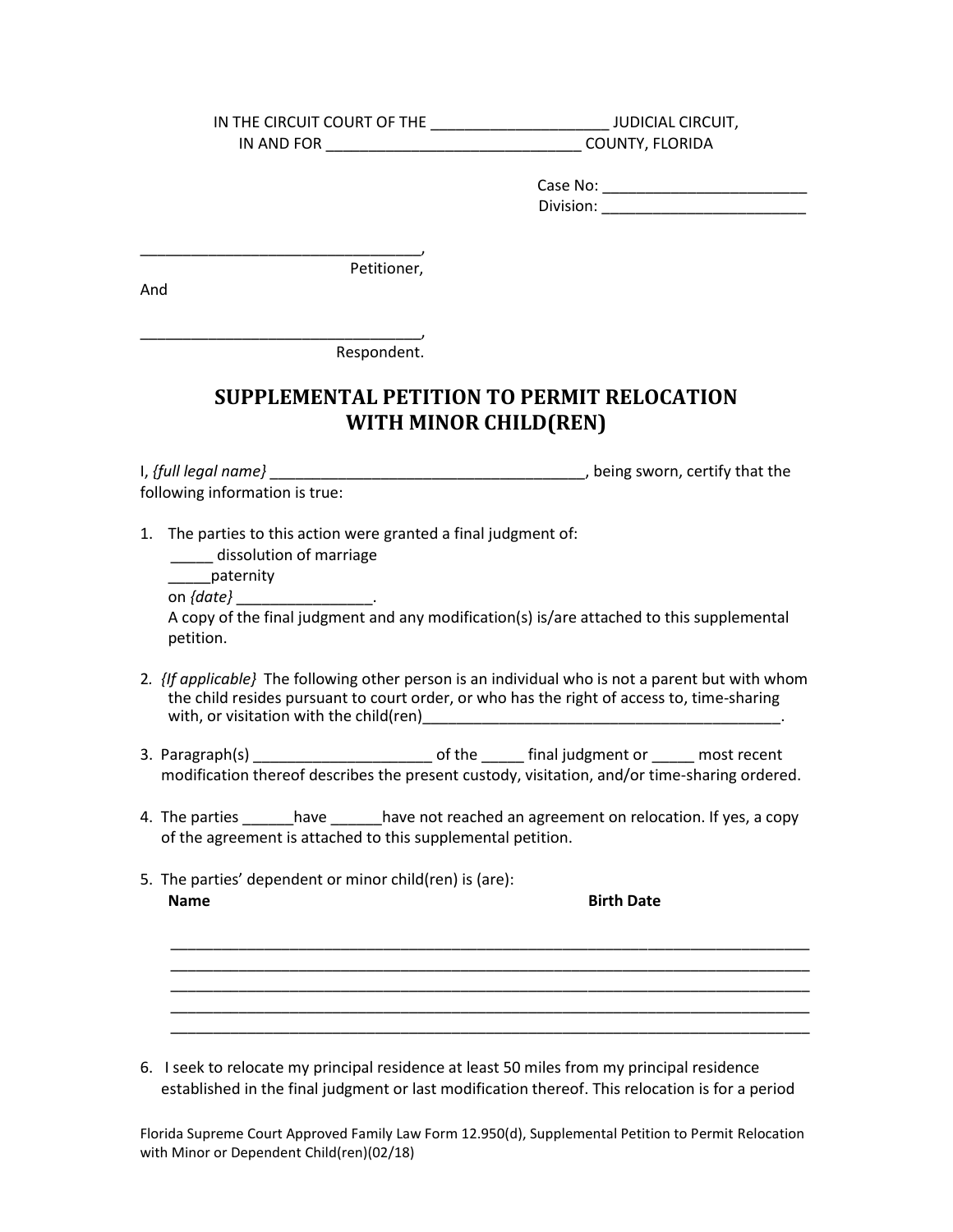IN THE CIRCUIT COURT OF THE _____________________ JUDICIAL CIRCUIT,
IN AND FOR ______________________________ COUNTY, FLORIDA

Case No: ________________________
Division: ________________________

_________________________________,
Petitioner,

And

_________________________________,
Respondent.

# SUPPLEMENTAL PETITION TO PERMIT RELOCATION WITH MINOR CHILD(REN)

I, *{full legal name}* _____________________________________, being sworn, certify that the following information is true:

1. The parties to this action were granted a final judgment of:
   _____ dissolution of marriage
   _____paternity
   on *{date}* ________________.
   A copy of the final judgment and any modification(s) is/are attached to this supplemental petition.

2. *{If applicable}* The following other person is an individual who is not a parent but with whom the child resides pursuant to court order, or who has the right of access to, time-sharing with, or visitation with the child(ren)___________________________________________.

3. Paragraph(s) _____________________ of the _____ final judgment or _____ most recent modification thereof describes the present custody, visitation, and/or time-sharing ordered.

4. The parties ______have ______have not reached an agreement on relocation. If yes, a copy of the agreement is attached to this supplemental petition.

5. The parties' dependent or minor child(ren) is (are):

   **Name** **Birth Date**

   ___________________________________________________________________________
   ___________________________________________________________________________
   ___________________________________________________________________________
   ___________________________________________________________________________
   ___________________________________________________________________________

6. I seek to relocate my principal residence at least 50 miles from my principal residence established in the final judgment or last modification thereof. This relocation is for a period

Florida Supreme Court Approved Family Law Form 12.950(d), Supplemental Petition to Permit Relocation with Minor or Dependent Child(ren)(02/18)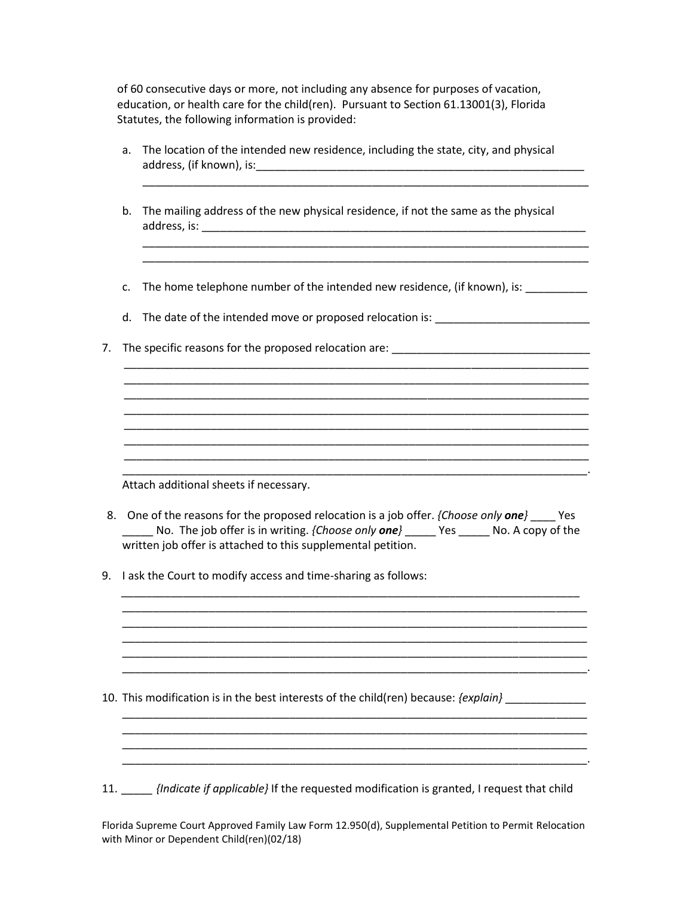of 60 consecutive days or more, not including any absence for purposes of vacation, education, or health care for the child(ren). Pursuant to Section 61.13001(3), Florida Statutes, the following information is provided:

a. The location of the intended new residence, including the state, city, and physical address, (if known), is:________________________________________________________
___________________________________________________________________________

b. The mailing address of the new physical residence, if not the same as the physical address, is: _________________________________________________________________
___________________________________________________________________________
___________________________________________________________________________

c. The home telephone number of the intended new residence, (if known), is: __________

d. The date of the intended move or proposed relocation is: _________________________

7. The specific reasons for the proposed relocation are: _________________________________
___________________________________________________________________________
___________________________________________________________________________
___________________________________________________________________________
___________________________________________________________________________
___________________________________________________________________________
___________________________________________________________________________
___________________________________________________________________________
___________________________________________________________________________.
Attach additional sheets if necessary.

8. One of the reasons for the proposed relocation is a job offer. *{Choose only **one**}* ____ Yes _____ No. The job offer is in writing. *{Choose only **one**}* _____ Yes _____ No. A copy of the written job offer is attached to this supplemental petition.

9. I ask the Court to modify access and time-sharing as follows:
___________________________________________________________________________
___________________________________________________________________________
___________________________________________________________________________
___________________________________________________________________________
___________________________________________________________________________
___________________________________________________________________________.

10. This modification is in the best interests of the child(ren) because: *{explain}* _____________
___________________________________________________________________________
___________________________________________________________________________
___________________________________________________________________________
___________________________________________________________________________.

11. _____ *{Indicate if applicable}* If the requested modification is granted, I request that child

Florida Supreme Court Approved Family Law Form 12.950(d), Supplemental Petition to Permit Relocation with Minor or Dependent Child(ren)(02/18)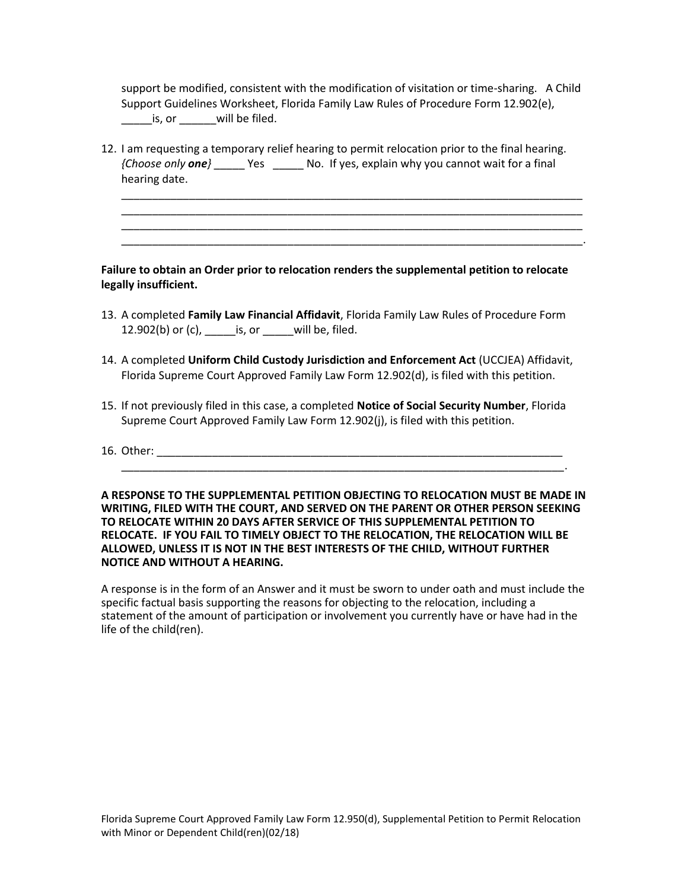support be modified, consistent with the modification of visitation or time-sharing. A Child Support Guidelines Worksheet, Florida Family Law Rules of Procedure Form 12.902(e), _____is, or ______will be filed.

12. I am requesting a temporary relief hearing to permit relocation prior to the final hearing. *{Choose only **one**}* _____ Yes _____ No. If yes, explain why you cannot wait for a final hearing date.
    ___________________________________________________________________________
    ___________________________________________________________________________
    ___________________________________________________________________________
    ___________________________________________________________________________.

**Failure to obtain an Order prior to relocation renders the supplemental petition to relocate legally insufficient.**

13. A completed **Family Law Financial Affidavit**, Florida Family Law Rules of Procedure Form 12.902(b) or (c), _____is, or _____will be, filed.

14. A completed **Uniform Child Custody Jurisdiction and Enforcement Act** (UCCJEA) Affidavit, Florida Supreme Court Approved Family Law Form 12.902(d), is filed with this petition.

15. If not previously filed in this case, a completed **Notice of Social Security Number**, Florida Supreme Court Approved Family Law Form 12.902(j), is filed with this petition.

16. Other: ___________________________________________________________________
    ___________________________________________________________________________.

**A RESPONSE TO THE SUPPLEMENTAL PETITION OBJECTING TO RELOCATION MUST BE MADE IN WRITING, FILED WITH THE COURT, AND SERVED ON THE PARENT OR OTHER PERSON SEEKING TO RELOCATE WITHIN 20 DAYS AFTER SERVICE OF THIS SUPPLEMENTAL PETITION TO RELOCATE. IF YOU FAIL TO TIMELY OBJECT TO THE RELOCATION, THE RELOCATION WILL BE ALLOWED, UNLESS IT IS NOT IN THE BEST INTERESTS OF THE CHILD, WITHOUT FURTHER NOTICE AND WITHOUT A HEARING.**

A response is in the form of an Answer and it must be sworn to under oath and must include the specific factual basis supporting the reasons for objecting to the relocation, including a statement of the amount of participation or involvement you currently have or have had in the life of the child(ren).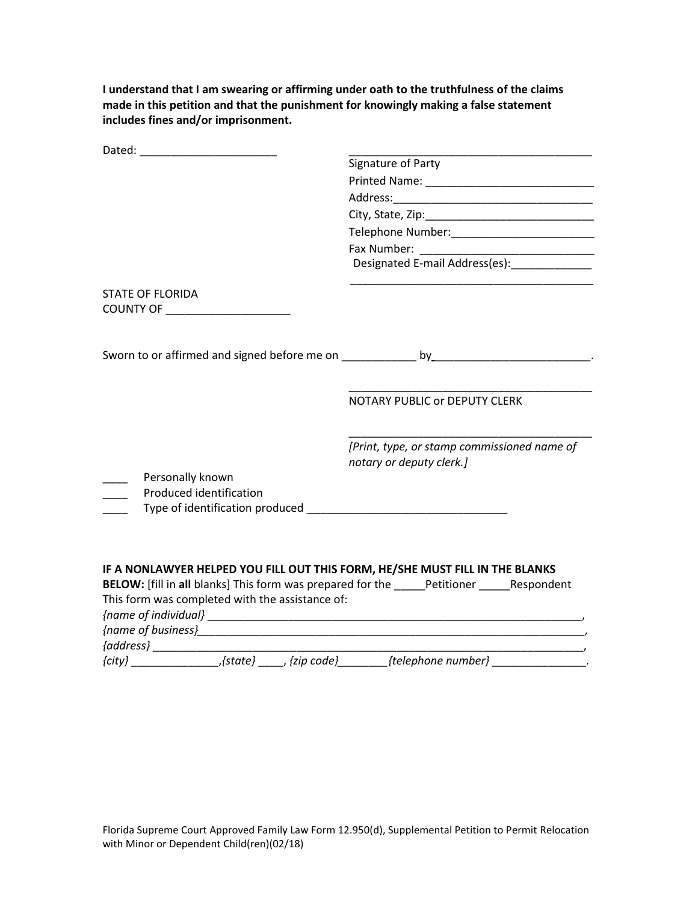**I understand that I am swearing or affirming under oath to the truthfulness of the claims made in this petition and that the punishment for knowingly making a false statement includes fines and/or imprisonment.**

Dated: ______________________

________________________________________
Signature of Party
Printed Name: ___________________________
Address:_______________________________
City, State, Zip:___________________________
Telephone Number:_______________________
Fax Number: ____________________________
Designated E-mail Address(es):_____________
________________________________________

STATE OF FLORIDA
COUNTY OF ____________________

Sworn to or affirmed and signed before me on ____________ by_________________________.

________________________________________
NOTARY PUBLIC or DEPUTY CLERK

________________________________________
*[Print, type, or stamp commissioned name of notary or deputy clerk.]*

____ Personally known
____ Produced identification
____ Type of identification produced _______________________________

**IF A NONLAWYER HELPED YOU FILL OUT THIS FORM, HE/SHE MUST FILL IN THE BLANKS BELOW:** [fill in **all** blanks] This form was prepared for the _____Petitioner _____Respondent
This form was completed with the assistance of:
*{name of individual}* _______________________________________________________________,
*{name of business}*_________________________________________________________________,
*{address}* _______________________________________________________________________,
*{city}* ______________,*{state}* ____, *{zip code}*________*{telephone number}* _______________.

Florida Supreme Court Approved Family Law Form 12.950(d), Supplemental Petition to Permit Relocation with Minor or Dependent Child(ren)(02/18)